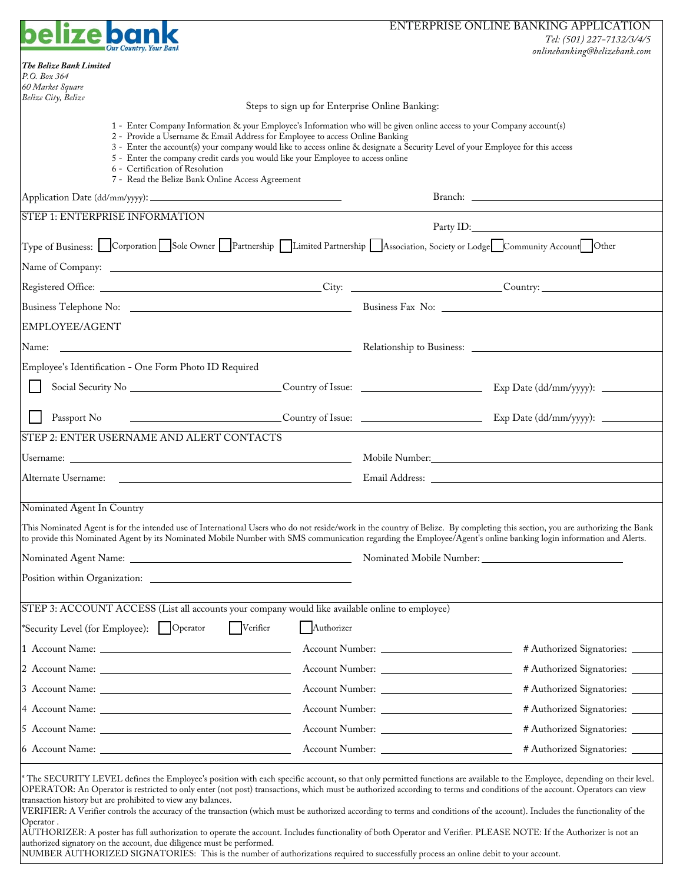**belizebank** *Our Country. Your Bank*

# ENTERPRISE ONLINE BANKING APPLICATION

*Tel: (501) 227-7132/3/4/5*
*onlinebanking@belizebank.com*

***The Belize Bank Limited***
*P.O. Box 364*
*60 Market Square*
*Belize City, Belize*

Steps to sign up for Enterprise Online Banking:

1 - Enter Company Information & your Employee's Information who will be given online access to your Company account(s)
2 - Provide a Username & Email Address for Employee to access Online Banking
3 - Enter the account(s) your company would like to access online & designate a Security Level of your Employee for this access
5 - Enter the company credit cards you would like your Employee to access online
6 - Certification of Resolution
7 - Read the Belize Bank Online Access Agreement

Application Date (dd/mm/yyyy): ____________________ Branch: ____________________

## STEP 1: ENTERPRISE INFORMATION

Party ID: ____________________

Type of Business: ☐ Corporation ☐ Sole Owner ☐ Partnership ☐ Limited Partnership ☐ Association, Society or Lodge ☐ Community Account ☐ Other

Name of Company: ____________________

Registered Office: ____________________ City: ____________________ Country: ____________________

Business Telephone No: ____________________ Business Fax No: ____________________

### EMPLOYEE/AGENT

Name: ____________________ Relationship to Business: ____________________

Employee's Identification - One Form Photo ID Required

☐ Social Security No ____________________ Country of Issue: ____________________ Exp Date (dd/mm/yyyy): ____________________

☐ Passport No ____________________ Country of Issue: ____________________ Exp Date (dd/mm/yyyy): ____________________

## STEP 2: ENTER USERNAME AND ALERT CONTACTS

Username: ____________________ Mobile Number: ____________________

Alternate Username: ____________________ Email Address: ____________________

### Nominated Agent In Country

This Nominated Agent is for the intended use of International Users who do not reside/work in the country of Belize. By completing this section, you are authorizing the Bank to provide this Nominated Agent by its Nominated Mobile Number with SMS communication regarding the Employee/Agent's online banking login information and Alerts.

Nominated Agent Name: ____________________ Nominated Mobile Number: ____________________

Position within Organization: ____________________

## STEP 3: ACCOUNT ACCESS (List all accounts your company would like available online to employee)

*Security Level (for Employee): ☐ Operator ☐ Verifier ☐ Authorizer

| # | Account Name | Account Number | # Authorized Signatories |
|---|---|---|---|
| 1 | | | |
| 2 | | | |
| 3 | | | |
| 4 | | | |
| 5 | | | |
| 6 | | | |

* The SECURITY LEVEL defines the Employee's position with each specific account, so that only permitted functions are available to the Employee, depending on their level.
OPERATOR: An Operator is restricted to only enter (not post) transactions, which must be authorized according to terms and conditions of the account. Operators can view transaction history but are prohibited to view any balances.
VERIFIER: A Verifier controls the accuracy of the transaction (which must be authorized according to terms and conditions of the account). Includes the functionality of the Operator .
AUTHORIZER: A poster has full authorization to operate the account. Includes functionality of both Operator and Verifier. PLEASE NOTE: If the Authorizer is not an authorized signatory on the account, due diligence must be performed.
NUMBER AUTHORIZED SIGNATORIES: This is the number of authorizations required to successfully process an online debit to your account.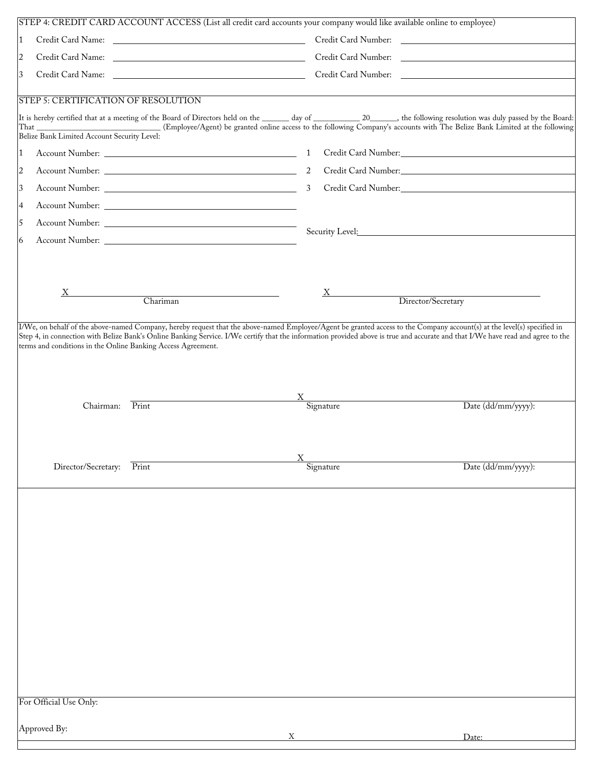## STEP 4: CREDIT CARD ACCOUNT ACCESS (List all credit card accounts your company would like available online to employee)

| | | |
|---|---|---|
| 1 | Credit Card Name: ______________________ | Credit Card Number: ______________________ |
| 2 | Credit Card Name: ______________________ | Credit Card Number: ______________________ |
| 3 | Credit Card Name: ______________________ | Credit Card Number: ______________________ |

## STEP 5: CERTIFICATION OF RESOLUTION

It is hereby certified that at a meeting of the Board of Directors held on the _______ day of ___________ 20_______, the following resolution was duly passed by the Board: That ______________________________ (Employee/Agent) be granted online access to the following Company's accounts with The Belize Bank Limited at the following Belize Bank Limited Account Security Level:

| | | | |
|---|---|---|---|
| 1 | Account Number: ______________________ | 1 | Credit Card Number: ______________________ |
| 2 | Account Number: ______________________ | 2 | Credit Card Number: ______________________ |
| 3 | Account Number: ______________________ | 3 | Credit Card Number: ______________________ |
| 4 | Account Number: ______________________ | | |
| 5 | Account Number: ______________________ | | Security Level: ______________________ |
| 6 | Account Number: ______________________ | | |

X ______________________
Chariman

X ______________________
Director/Secretary

I/We, on behalf of the above-named Company, hereby request that the above-named Employee/Agent be granted access to the Company account(s) at the level(s) specified in Step 4, in connection with Belize Bank's Online Banking Service. I/We certify that the information provided above is true and accurate and that I/We have read and agree to the terms and conditions in the Online Banking Access Agreement.

| | | | |
|---|---|---|---|
| Chairman: | Print ______________________ | X Signature ______________________ | Date (dd/mm/yyyy): |
| Director/Secretary: | Print ______________________ | X Signature ______________________ | Date (dd/mm/yyyy): |

For Official Use Only:

Approved By: X ______________________ Date: ______________________